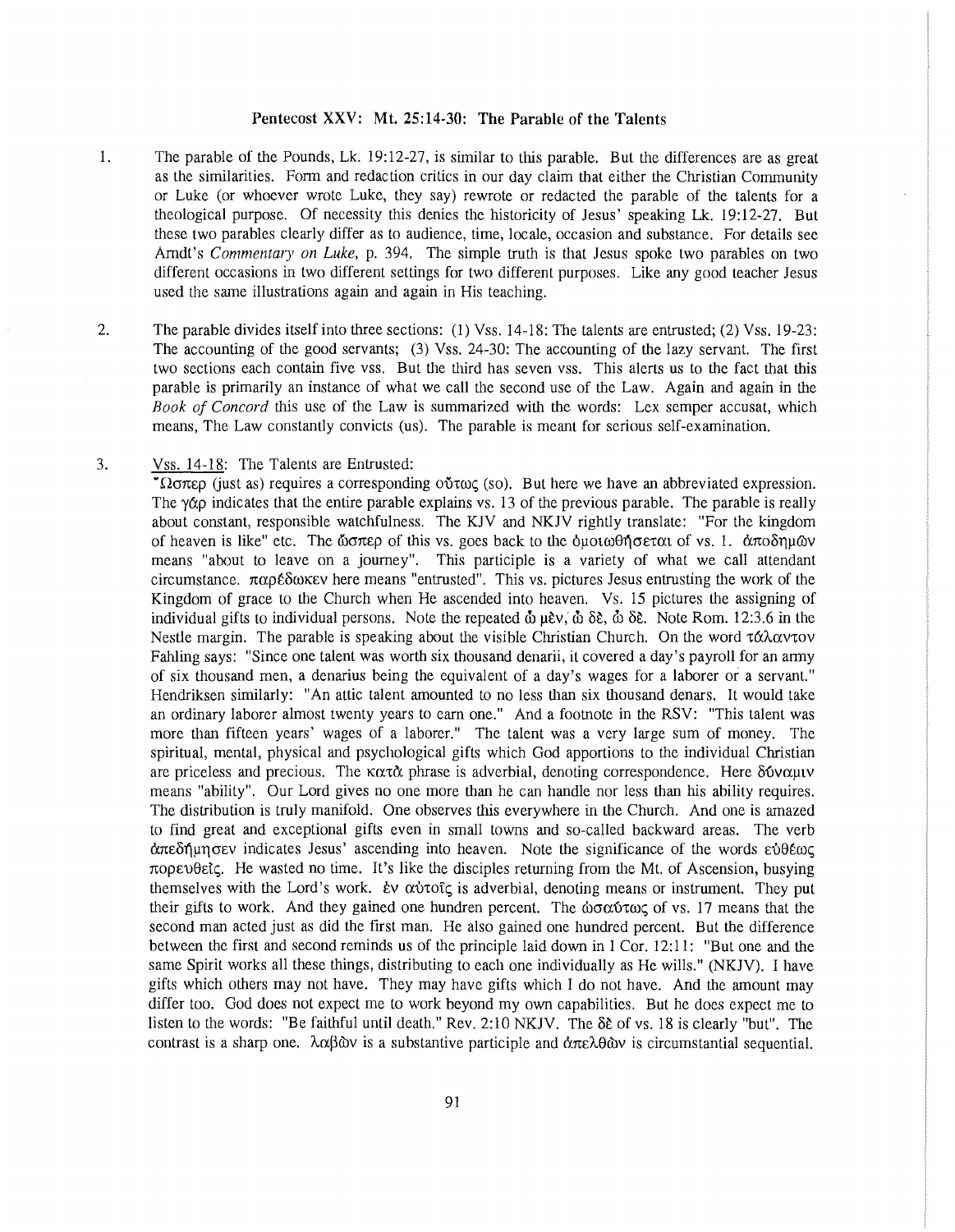## Pentecost XXV: Mt. 25:14-30: The Parable of the Talents

1. The parable of the Pounds, Lk. 19:12-27, is similar to this parable. But the differences are as great as the similarities. Form and redaction critics in our day claim that either the Christian Community or Luke (or whoever wrote Luke, they say) rewrote or redacted the parable of the talents for a theological purpose. Of necessity this denies the historicity of Jesus' speaking Lk. 19:12-27. But these two parables clearly differ as to audience, time, locale, occasion and substance. For details see Arndt's *Commentary on Luke*, p. 394. The simple truth is that Jesus spoke two parables on two different occasions in two different settings for two different purposes. Like any good teacher Jesus used the same illustrations again and again in His teaching.

2. The parable divides itself into three sections: (1) Vss. 14-18: The talents are entrusted; (2) Vss. 19-23: The accounting of the good servants; (3) Vss. 24-30: The accounting of the lazy servant. The first two sections each contain five vss. But the third has seven vss. This alerts us to the fact that this parable is primarily an instance of what we call the second use of the Law. Again and again in the *Book of Concord* this use of the Law is summarized with the words: Lex semper accusat, which means, The Law constantly convicts (us). The parable is meant for serious self-examination.

3. Vss. 14-18: The Talents are Entrusted:
"Ωσπερ (just as) requires a corresponding οὕτως (so). But here we have an abbreviated expression. The γάρ indicates that the entire parable explains vs. 13 of the previous parable. The parable is really about constant, responsible watchfulness. The KJV and NKJV rightly translate: "For the kingdom of heaven is like" etc. The ὥσπερ of this vs. goes back to the ὁμοιωθήσεται of vs. 1. ἀποδημῶν means "about to leave on a journey". This participle is a variety of what we call attendant circumstance. παρέδωκεν here means "entrusted". This vs. pictures Jesus entrusting the work of the Kingdom of grace to the Church when He ascended into heaven. Vs. 15 pictures the assigning of individual gifts to individual persons. Note the repeated ᾧ μὲν, ᾧ δὲ, ᾧ δὲ. Note Rom. 12:3.6 in the Nestle margin. The parable is speaking about the visible Christian Church. On the word τάλαντον Fahling says: "Since one talent was worth six thousand denarii, it covered a day's payroll for an army of six thousand men, a denarius being the equivalent of a day's wages for a laborer or a servant." Hendriksen similarly: "An attic talent amounted to no less than six thousand denars. It would take an ordinary laborer almost twenty years to earn one." And a footnote in the RSV: "This talent was more than fifteen years' wages of a laborer." The talent was a very large sum of money. The spiritual, mental, physical and psychological gifts which God apportions to the individual Christian are priceless and precious. The κατὰ phrase is adverbial, denoting correspondence. Here δύναμιν means "ability". Our Lord gives no one more than he can handle nor less than his ability requires. The distribution is truly manifold. One observes this everywhere in the Church. And one is amazed to find great and exceptional gifts even in small towns and so-called backward areas. The verb ἀπεδήμησεν indicates Jesus' ascending into heaven. Note the significance of the words εὐθέως πορευθεὶς. He wasted no time. It's like the disciples returning from the Mt. of Ascension, busying themselves with the Lord's work. ἐν αὐτοῖς is adverbial, denoting means or instrument. They put their gifts to work. And they gained one hundren percent. The ὡσαύτως of vs. 17 means that the second man acted just as did the first man. He also gained one hundred percent. But the difference between the first and second reminds us of the principle laid down in I Cor. 12:11: "But one and the same Spirit works all these things, distributing to each one individually as He wills." (NKJV). I have gifts which others may not have. They may have gifts which I do not have. And the amount may differ too. God does not expect me to work beyond my own capabilities. But he does expect me to listen to the words: "Be faithful until death." Rev. 2:10 NKJV. The δὲ of vs. 18 is clearly "but". The contrast is a sharp one. λαβὼν is a substantive participle and ἀπελθὼν is circumstantial sequential.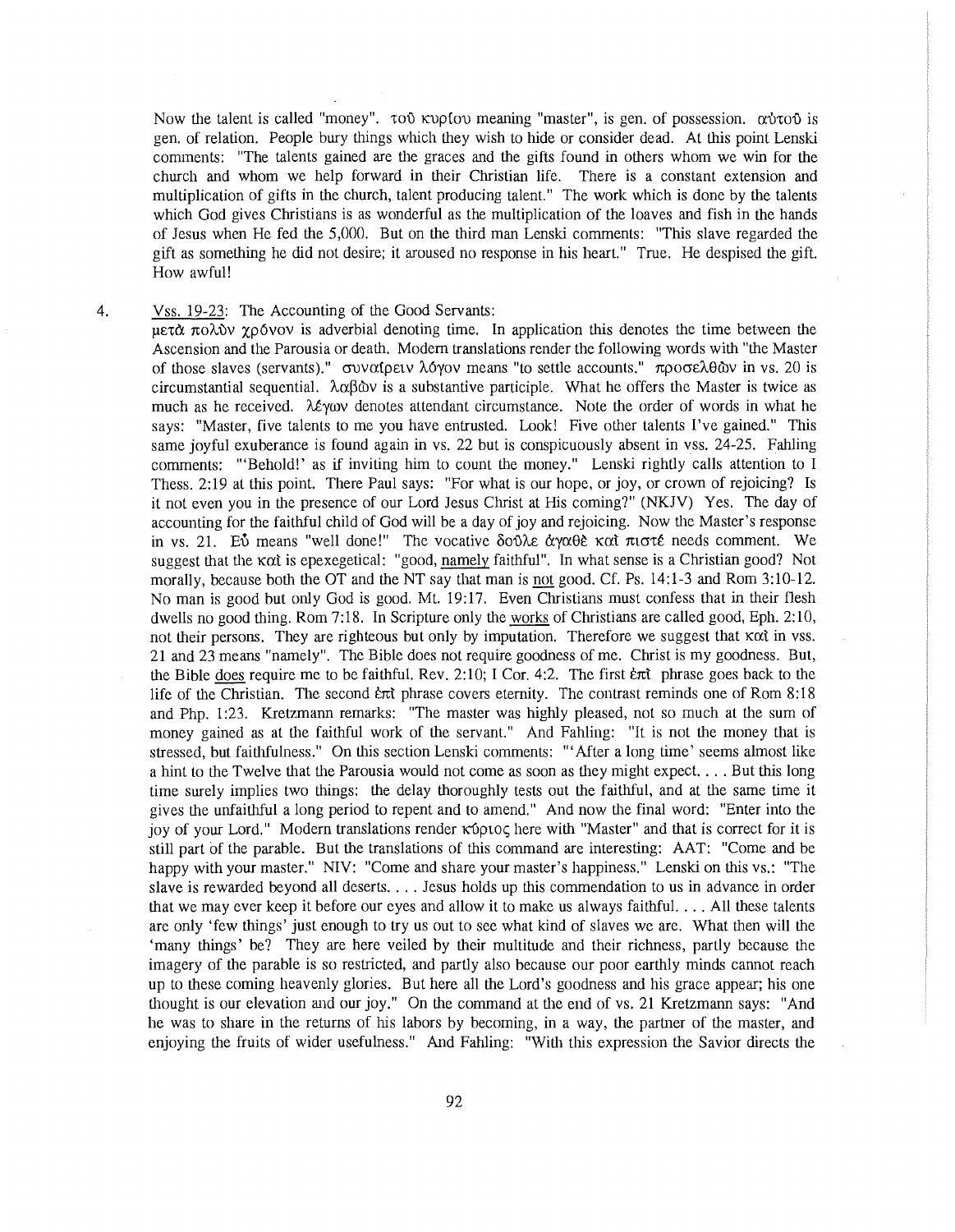Now the talent is called "money". τοῦ κυρίου meaning "master", is gen. of possession. αὐτοῦ is gen. of relation. People bury things which they wish to hide or consider dead. At this point Lenski comments: "The talents gained are the graces and the gifts found in others whom we win for the church and whom we help forward in their Christian life. There is a constant extension and multiplication of gifts in the church, talent producing talent." The work which is done by the talents which God gives Christians is as wonderful as the multiplication of the loaves and fish in the hands of Jesus when He fed the 5,000. But on the third man Lenski comments: "This slave regarded the gift as something he did not desire; it aroused no response in his heart." True. He despised the gift. How awful!

4. Vss. 19-23: The Accounting of the Good Servants:

μετὰ πολὺν χρόνον is adverbial denoting time. In application this denotes the time between the Ascension and the Parousia or death. Modern translations render the following words with "the Master of those slaves (servants)." συναίρειν λόγον means "to settle accounts." προσελθὼν in vs. 20 is circumstantial sequential. λαβὼν is a substantive participle. What he offers the Master is twice as much as he received. λέγων denotes attendant circumstance. Note the order of words in what he says: "Master, five talents to me you have entrusted. Look! Five other talents I've gained." This same joyful exuberance is found again in vs. 22 but is conspicuously absent in vss. 24-25. Fahling comments: "'Behold!' as if inviting him to count the money." Lenski rightly calls attention to I Thess. 2:19 at this point. There Paul says: "For what is our hope, or joy, or crown of rejoicing? Is it not even you in the presence of our Lord Jesus Christ at His coming?" (NKJV) Yes. The day of accounting for the faithful child of God will be a day of joy and rejoicing. Now the Master's response in vs. 21. Εὖ means "well done!" The vocative δοῦλε ἀγαθὲ καὶ πιστέ needs comment. We suggest that the καὶ is epexegetical: "good, namely faithful". In what sense is a Christian good? Not morally, because both the OT and the NT say that man is not good. Cf. Ps. 14:1-3 and Rom 3:10-12. No man is good but only God is good. Mt. 19:17. Even Christians must confess that in their flesh dwells no good thing. Rom 7:18. In Scripture only the works of Christians are called good, Eph. 2:10, not their persons. They are righteous but only by imputation. Therefore we suggest that καὶ in vss. 21 and 23 means "namely". The Bible does not require goodness of me. Christ is my goodness. But, the Bible does require me to be faithful. Rev. 2:10; I Cor. 4:2. The first ἐπὶ phrase goes back to the life of the Christian. The second ἐπὶ phrase covers eternity. The contrast reminds one of Rom 8:18 and Php. 1:23. Kretzmann remarks: "The master was highly pleased, not so much at the sum of money gained as at the faithful work of the servant." And Fahling: "It is not the money that is stressed, but faithfulness." On this section Lenski comments: "'After a long time' seems almost like a hint to the Twelve that the Parousia would not come as soon as they might expect. . . . But this long time surely implies two things: the delay thoroughly tests out the faithful, and at the same time it gives the unfaithful a long period to repent and to amend." And now the final word: "Enter into the joy of your Lord." Modern translations render κύριος here with "Master" and that is correct for it is still part of the parable. But the translations of this command are interesting: AAT: "Come and be happy with your master." NIV: "Come and share your master's happiness." Lenski on this vs.: "The slave is rewarded beyond all deserts. . . . Jesus holds up this commendation to us in advance in order that we may ever keep it before our eyes and allow it to make us always faithful. . . . All these talents are only 'few things' just enough to try us out to see what kind of slaves we are. What then will the 'many things' be? They are here veiled by their multitude and their richness, partly because the imagery of the parable is so restricted, and partly also because our poor earthly minds cannot reach up to these coming heavenly glories. But here all the Lord's goodness and his grace appear; his one thought is our elevation and our joy." On the command at the end of vs. 21 Kretzmann says: "And he was to share in the returns of his labors by becoming, in a way, the partner of the master, and enjoying the fruits of wider usefulness." And Fahling: "With this expression the Savior directs the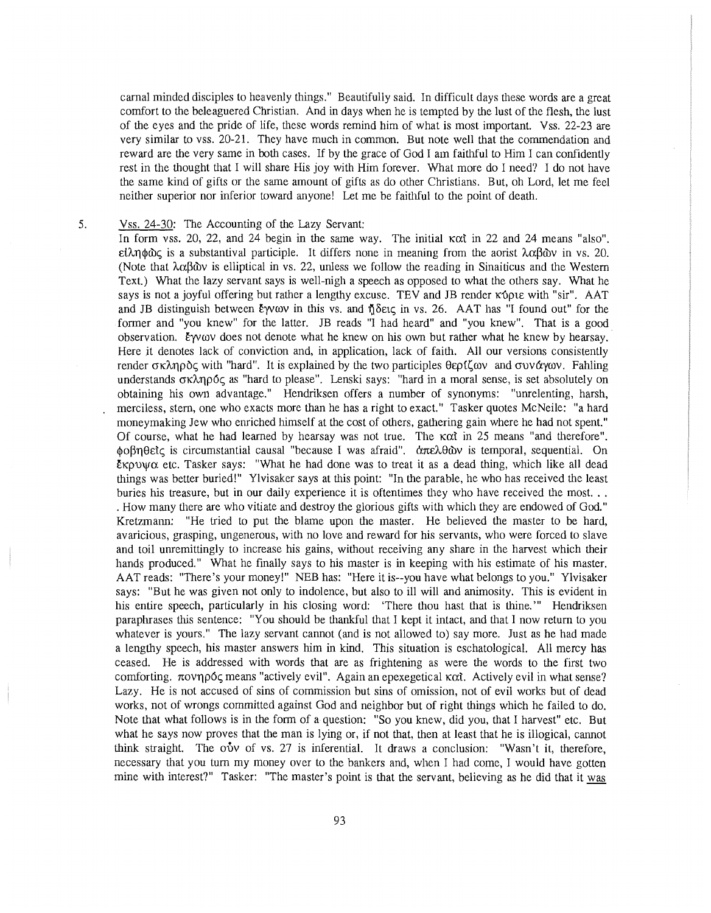carnal minded disciples to heavenly things." Beautifully said. In difficult days these words are a great comfort to the beleaguered Christian. And in days when he is tempted by the lust of the flesh, the lust of the eyes and the pride of life, these words remind him of what is most important. Vss. 22-23 are very similar to vss. 20-21. They have much in common. But note well that the commendation and reward are the very same in both cases. If by the grace of God I am faithful to Him I can confidently rest in the thought that I will share His joy with Him forever. What more do I need? I do not have the same kind of gifts or the same amount of gifts as do other Christians. But, oh Lord, let me feel neither superior nor inferior toward anyone! Let me be faithful to the point of death.

5. Vss. 24-30: The Accounting of the Lazy Servant:

In form vss. 20, 22, and 24 begin in the same way. The initial καί in 22 and 24 means "also". εἰληφώς is a substantival participle. It differs none in meaning from the aorist λαβών in vs. 20. (Note that λαβών is elliptical in vs. 22, unless we follow the reading in Sinaiticus and the Western Text.) What the lazy servant says is well-nigh a speech as opposed to what the others say. What he says is not a joyful offering but rather a lengthy excuse. TEV and JB render κύριε with "sir". AAT and JB distinguish between ἔγνων in this vs. and ᾔδεις in vs. 26. AAT has "I found out" for the former and "you knew" for the latter. JB reads "I had heard" and "you knew". That is a good observation. ἔγνων does not denote what he knew on his own but rather what he knew by hearsay. Here it denotes lack of conviction and, in application, lack of faith. All our versions consistently render σκληρὸς with "hard". It is explained by the two participles θερίζων and συνάγων. Fahling understands σκληρός as "hard to please". Lenski says: "hard in a moral sense, is set absolutely on obtaining his own advantage." Hendriksen offers a number of synonyms: "unrelenting, harsh, merciless, stern, one who exacts more than he has a right to exact." Tasker quotes McNeile: "a hard moneymaking Jew who enriched himself at the cost of others, gathering gain where he had not spent." Of course, what he had learned by hearsay was not true. The καί in 25 means "and therefore". φοβηθεὶς is circumstantial causal "because I was afraid". ἀπελθὼν is temporal, sequential. On ἔκρυψα etc. Tasker says: "What he had done was to treat it as a dead thing, which like all dead things was better buried!" Ylvisaker says at this point: "In the parable, he who has received the least buries his treasure, but in our daily experience it is oftentimes they who have received the most. . . . How many there are who vitiate and destroy the glorious gifts with which they are endowed of God." Kretzmann: "He tried to put the blame upon the master. He believed the master to be hard, avaricious, grasping, ungenerous, with no love and reward for his servants, who were forced to slave and toil unremittingly to increase his gains, without receiving any share in the harvest which their hands produced." What he finally says to his master is in keeping with his estimate of his master. AAT reads: "There's your money!" NEB has: "Here it is--you have what belongs to you." Ylvisaker says: "But he was given not only to indolence, but also to ill will and animosity. This is evident in his entire speech, particularly in his closing word: 'There thou hast that is thine.'" Hendriksen paraphrases this sentence: "You should be thankful that I kept it intact, and that I now return to you whatever is yours." The lazy servant cannot (and is not allowed to) say more. Just as he had made a lengthy speech, his master answers him in kind. This situation is eschatological. All mercy has ceased. He is addressed with words that are as frightening as were the words to the first two comforting. πονηρός means "actively evil". Again an epexegetical καί. Actively evil in what sense? Lazy. He is not accused of sins of commission but sins of omission, not of evil works but of dead works, not of wrongs committed against God and neighbor but of right things which he failed to do. Note that what follows is in the form of a question: "So you knew, did you, that I harvest" etc. But what he says now proves that the man is lying or, if not that, then at least that he is illogical, cannot think straight. The οὖν of vs. 27 is inferential. It draws a conclusion: "Wasn't it, therefore, necessary that you turn my money over to the bankers and, when I had come, I would have gotten mine with interest?" Tasker: "The master's point is that the servant, believing as he did that it was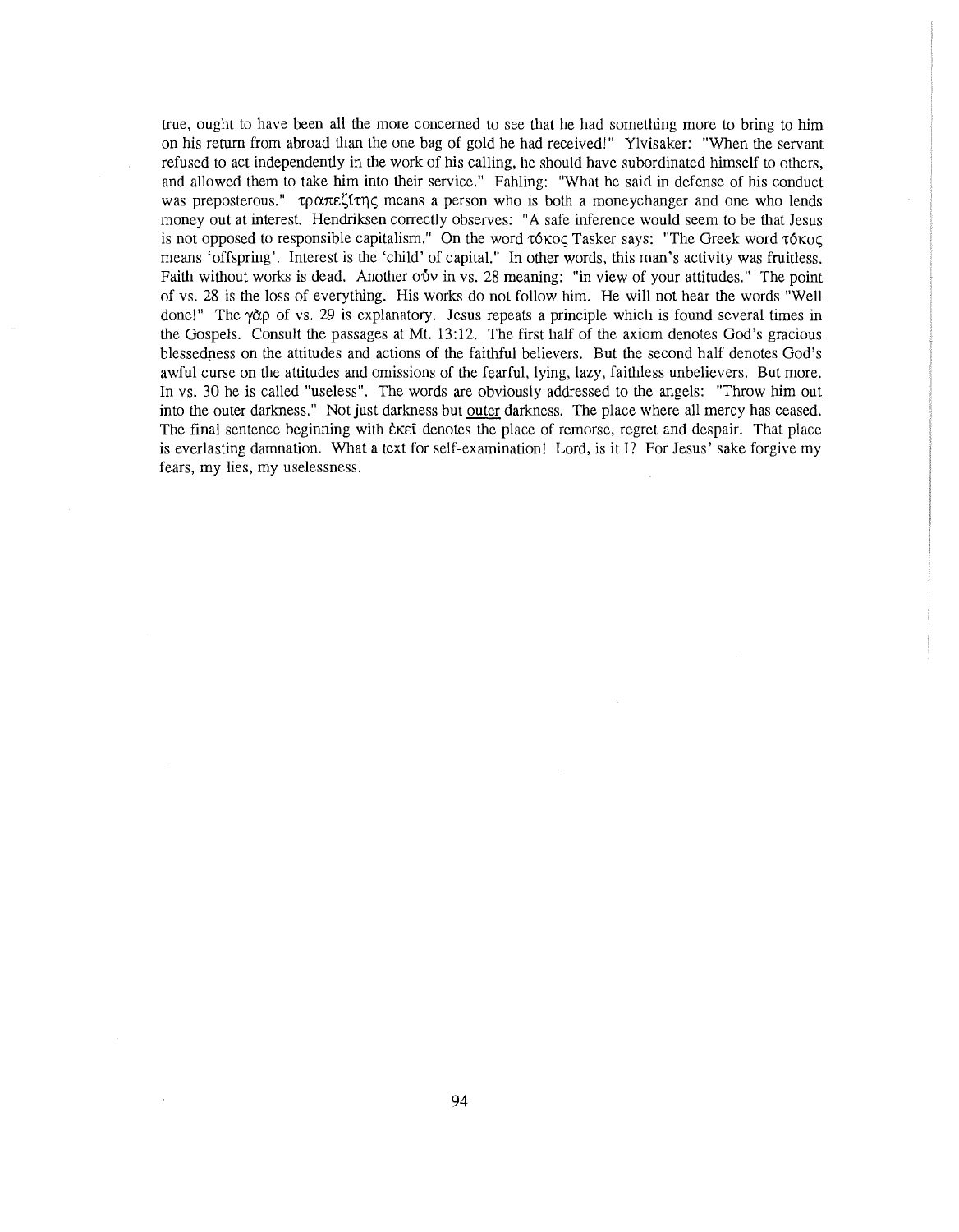true, ought to have been all the more concerned to see that he had something more to bring to him on his return from abroad than the one bag of gold he had received!" Ylvisaker: "When the servant refused to act independently in the work of his calling, he should have subordinated himself to others, and allowed them to take him into their service." Fahling: "What he said in defense of his conduct was preposterous." τραπεζίτης means a person who is both a moneychanger and one who lends money out at interest. Hendriksen correctly observes: "A safe inference would seem to be that Jesus is not opposed to responsible capitalism." On the word τόκος Tasker says: "The Greek word τόκος means 'offspring'. Interest is the 'child' of capital." In other words, this man's activity was fruitless. Faith without works is dead. Another οὖν in vs. 28 meaning: "in view of your attitudes." The point of vs. 28 is the loss of everything. His works do not follow him. He will not hear the words "Well done!" The γὰρ of vs. 29 is explanatory. Jesus repeats a principle which is found several times in the Gospels. Consult the passages at Mt. 13:12. The first half of the axiom denotes God's gracious blessedness on the attitudes and actions of the faithful believers. But the second half denotes God's awful curse on the attitudes and omissions of the fearful, lying, lazy, faithless unbelievers. But more. In vs. 30 he is called "useless". The words are obviously addressed to the angels: "Throw him out into the outer darkness." Not just darkness but <u>outer</u> darkness. The place where all mercy has ceased. The final sentence beginning with ἐκεῖ denotes the place of remorse, regret and despair. That place is everlasting damnation. What a text for self-examination! Lord, is it I? For Jesus' sake forgive my fears, my lies, my uselessness.